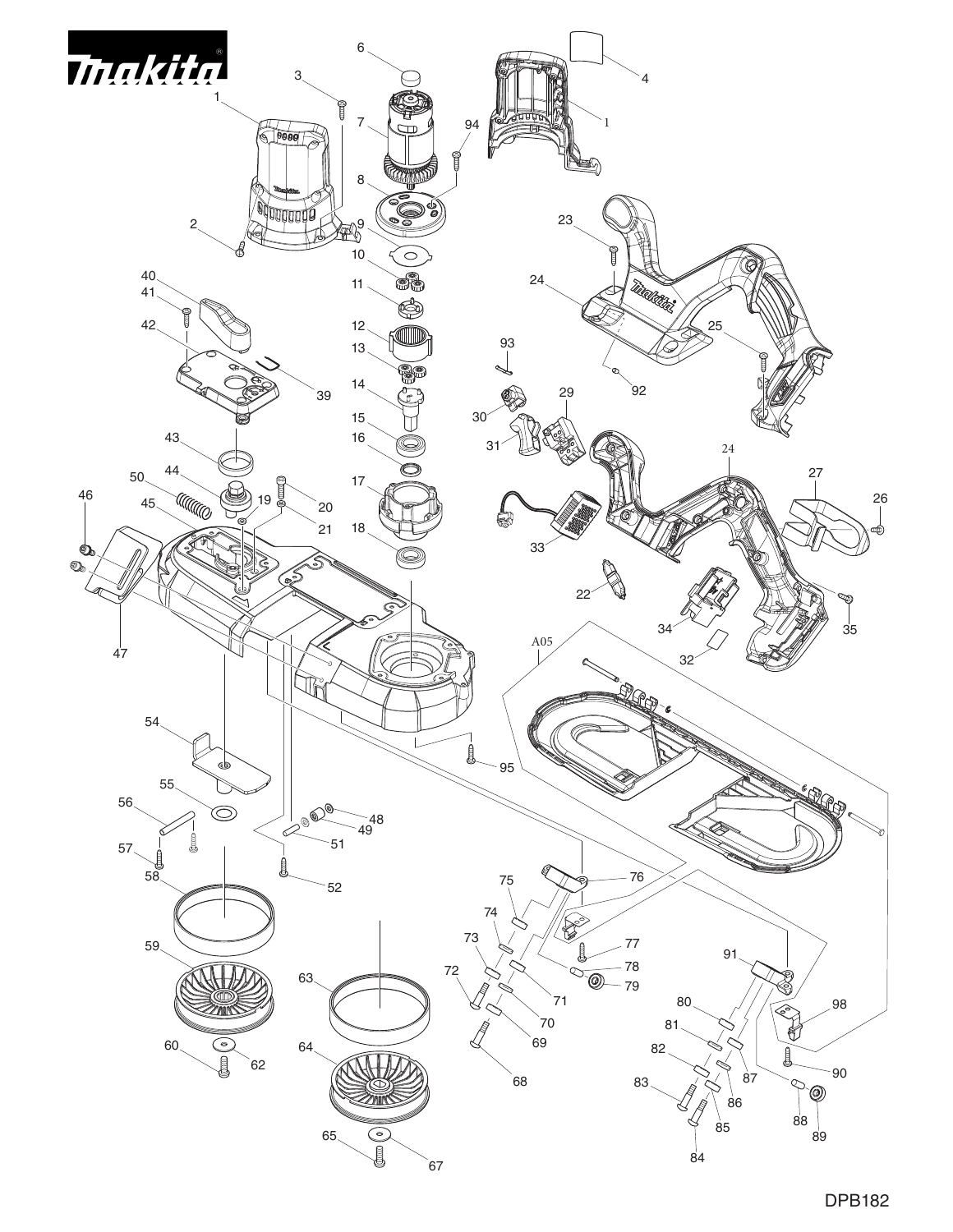DPB182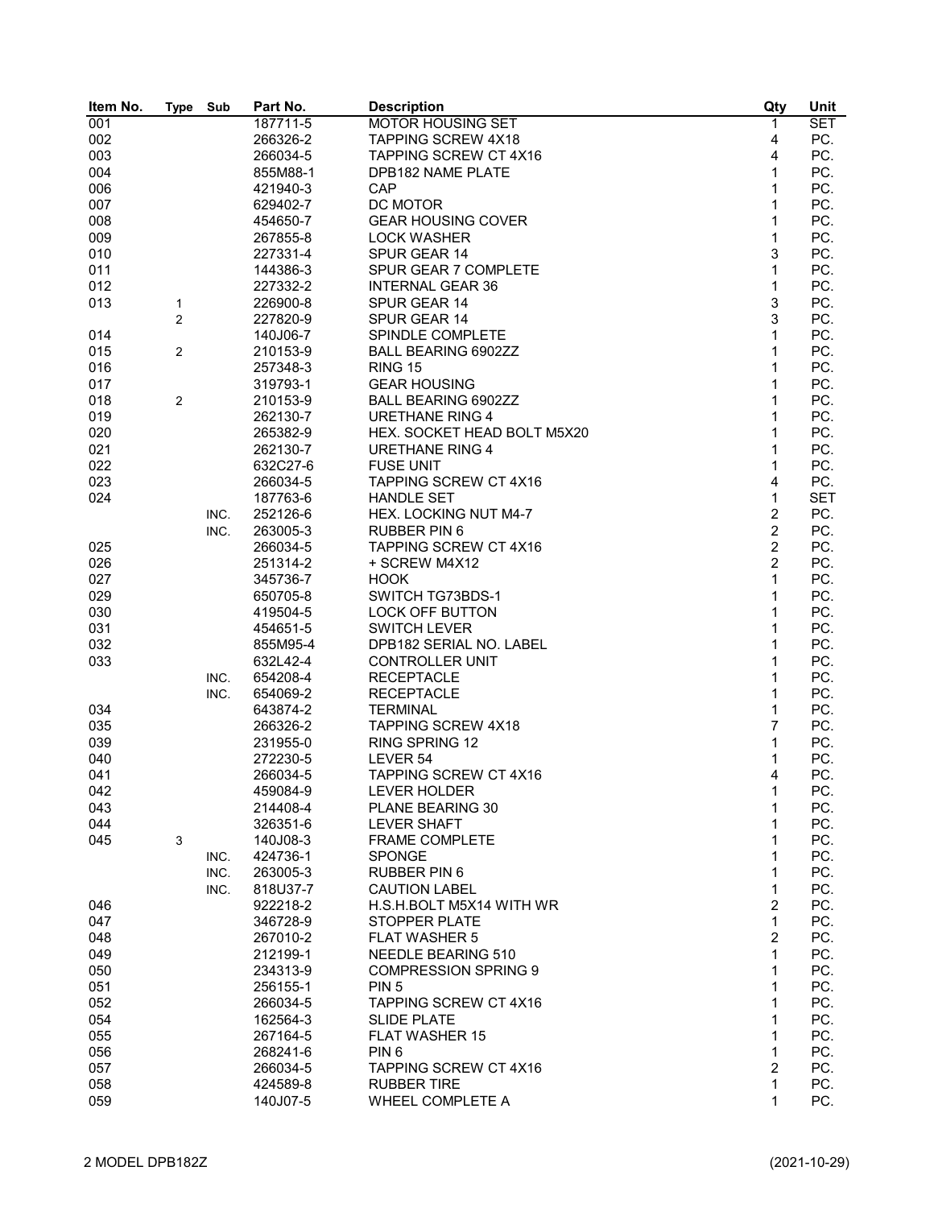| Item No. | Type | Sub | Part No. | Description | Qty | Unit |
|---|---|---|---|---|---|---|
| 001 | | | 187711-5 | MOTOR HOUSING SET | 1 | SET |
| 002 | | | 266326-2 | TAPPING SCREW 4X18 | 4 | PC. |
| 003 | | | 266034-5 | TAPPING SCREW CT 4X16 | 4 | PC. |
| 004 | | | 855M88-1 | DPB182 NAME PLATE | 1 | PC. |
| 006 | | | 421940-3 | CAP | 1 | PC. |
| 007 | | | 629402-7 | DC MOTOR | 1 | PC. |
| 008 | | | 454650-7 | GEAR HOUSING COVER | 1 | PC. |
| 009 | | | 267855-8 | LOCK WASHER | 1 | PC. |
| 010 | | | 227331-4 | SPUR GEAR 14 | 3 | PC. |
| 011 | | | 144386-3 | SPUR GEAR 7 COMPLETE | 1 | PC. |
| 012 | | | 227332-2 | INTERNAL GEAR 36 | 1 | PC. |
| 013 | 1 | | 226900-8 | SPUR GEAR 14 | 3 | PC. |
| | 2 | | 227820-9 | SPUR GEAR 14 | 3 | PC. |
| 014 | | | 140J06-7 | SPINDLE COMPLETE | 1 | PC. |
| 015 | 2 | | 210153-9 | BALL BEARING 6902ZZ | 1 | PC. |
| 016 | | | 257348-3 | RING 15 | 1 | PC. |
| 017 | | | 319793-1 | GEAR HOUSING | 1 | PC. |
| 018 | 2 | | 210153-9 | BALL BEARING 6902ZZ | 1 | PC. |
| 019 | | | 262130-7 | URETHANE RING 4 | 1 | PC. |
| 020 | | | 265382-9 | HEX. SOCKET HEAD BOLT M5X20 | 1 | PC. |
| 021 | | | 262130-7 | URETHANE RING 4 | 1 | PC. |
| 022 | | | 632C27-6 | FUSE UNIT | 1 | PC. |
| 023 | | | 266034-5 | TAPPING SCREW CT 4X16 | 4 | PC. |
| 024 | | | 187763-6 | HANDLE SET | 1 | SET |
| | | INC. | 252126-6 | HEX. LOCKING NUT M4-7 | 2 | PC. |
| | | INC. | 263005-3 | RUBBER PIN 6 | 2 | PC. |
| 025 | | | 266034-5 | TAPPING SCREW CT 4X16 | 2 | PC. |
| 026 | | | 251314-2 | + SCREW M4X12 | 2 | PC. |
| 027 | | | 345736-7 | HOOK | 1 | PC. |
| 029 | | | 650705-8 | SWITCH TG73BDS-1 | 1 | PC. |
| 030 | | | 419504-5 | LOCK OFF BUTTON | 1 | PC. |
| 031 | | | 454651-5 | SWITCH LEVER | 1 | PC. |
| 032 | | | 855M95-4 | DPB182 SERIAL NO. LABEL | 1 | PC. |
| 033 | | | 632L42-4 | CONTROLLER UNIT | 1 | PC. |
| | | INC. | 654208-4 | RECEPTACLE | 1 | PC. |
| | | INC. | 654069-2 | RECEPTACLE | 1 | PC. |
| 034 | | | 643874-2 | TERMINAL | 1 | PC. |
| 035 | | | 266326-2 | TAPPING SCREW 4X18 | 7 | PC. |
| 039 | | | 231955-0 | RING SPRING 12 | 1 | PC. |
| 040 | | | 272230-5 | LEVER 54 | 1 | PC. |
| 041 | | | 266034-5 | TAPPING SCREW CT 4X16 | 4 | PC. |
| 042 | | | 459084-9 | LEVER HOLDER | 1 | PC. |
| 043 | | | 214408-4 | PLANE BEARING 30 | 1 | PC. |
| 044 | | | 326351-6 | LEVER SHAFT | 1 | PC. |
| 045 | 3 | | 140J08-3 | FRAME COMPLETE | 1 | PC. |
| | | INC. | 424736-1 | SPONGE | 1 | PC. |
| | | INC. | 263005-3 | RUBBER PIN 6 | 1 | PC. |
| | | INC. | 818U37-7 | CAUTION LABEL | 1 | PC. |
| 046 | | | 922218-2 | H.S.H.BOLT M5X14 WITH WR | 2 | PC. |
| 047 | | | 346728-9 | STOPPER PLATE | 1 | PC. |
| 048 | | | 267010-2 | FLAT WASHER 5 | 2 | PC. |
| 049 | | | 212199-1 | NEEDLE BEARING 510 | 1 | PC. |
| 050 | | | 234313-9 | COMPRESSION SPRING 9 | 1 | PC. |
| 051 | | | 256155-1 | PIN 5 | 1 | PC. |
| 052 | | | 266034-5 | TAPPING SCREW CT 4X16 | 1 | PC. |
| 054 | | | 162564-3 | SLIDE PLATE | 1 | PC. |
| 055 | | | 267164-5 | FLAT WASHER 15 | 1 | PC. |
| 056 | | | 268241-6 | PIN 6 | 1 | PC. |
| 057 | | | 266034-5 | TAPPING SCREW CT 4X16 | 2 | PC. |
| 058 | | | 424589-8 | RUBBER TIRE | 1 | PC. |
| 059 | | | 140J07-5 | WHEEL COMPLETE A | 1 | PC. |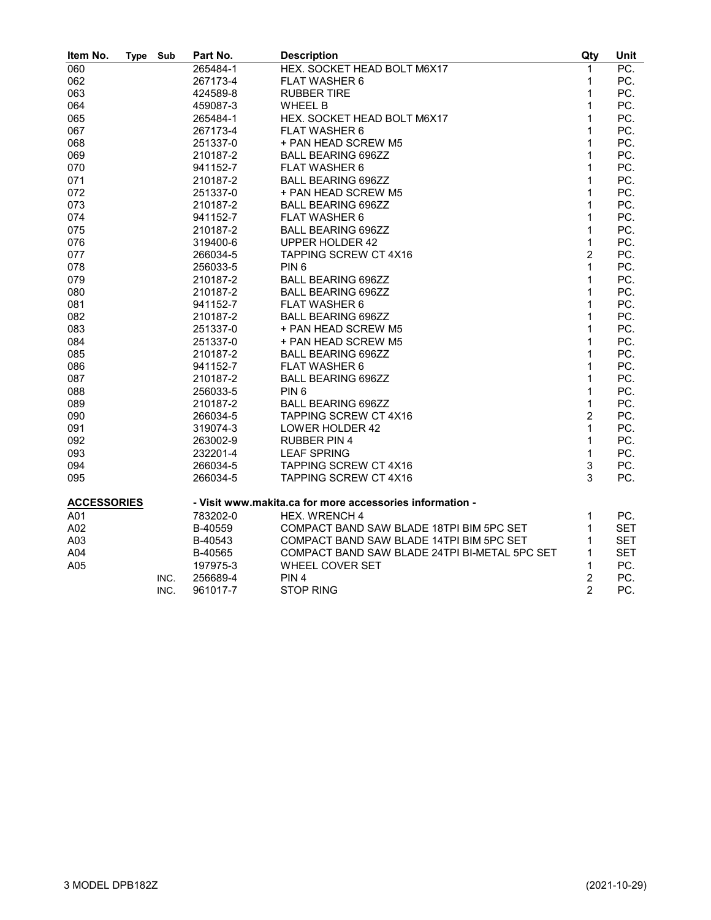| Item No. | Type | Sub | Part No. | Description | Qty | Unit |
|---|---|---|---|---|---|---|
| 060 | | | 265484-1 | HEX. SOCKET HEAD BOLT M6X17 | 1 | PC. |
| 062 | | | 267173-4 | FLAT WASHER 6 | 1 | PC. |
| 063 | | | 424589-8 | RUBBER TIRE | 1 | PC. |
| 064 | | | 459087-3 | WHEEL B | 1 | PC. |
| 065 | | | 265484-1 | HEX. SOCKET HEAD BOLT M6X17 | 1 | PC. |
| 067 | | | 267173-4 | FLAT WASHER 6 | 1 | PC. |
| 068 | | | 251337-0 | + PAN HEAD SCREW M5 | 1 | PC. |
| 069 | | | 210187-2 | BALL BEARING 696ZZ | 1 | PC. |
| 070 | | | 941152-7 | FLAT WASHER 6 | 1 | PC. |
| 071 | | | 210187-2 | BALL BEARING 696ZZ | 1 | PC. |
| 072 | | | 251337-0 | + PAN HEAD SCREW M5 | 1 | PC. |
| 073 | | | 210187-2 | BALL BEARING 696ZZ | 1 | PC. |
| 074 | | | 941152-7 | FLAT WASHER 6 | 1 | PC. |
| 075 | | | 210187-2 | BALL BEARING 696ZZ | 1 | PC. |
| 076 | | | 319400-6 | UPPER HOLDER 42 | 1 | PC. |
| 077 | | | 266034-5 | TAPPING SCREW CT 4X16 | 2 | PC. |
| 078 | | | 256033-5 | PIN 6 | 1 | PC. |
| 079 | | | 210187-2 | BALL BEARING 696ZZ | 1 | PC. |
| 080 | | | 210187-2 | BALL BEARING 696ZZ | 1 | PC. |
| 081 | | | 941152-7 | FLAT WASHER 6 | 1 | PC. |
| 082 | | | 210187-2 | BALL BEARING 696ZZ | 1 | PC. |
| 083 | | | 251337-0 | + PAN HEAD SCREW M5 | 1 | PC. |
| 084 | | | 251337-0 | + PAN HEAD SCREW M5 | 1 | PC. |
| 085 | | | 210187-2 | BALL BEARING 696ZZ | 1 | PC. |
| 086 | | | 941152-7 | FLAT WASHER 6 | 1 | PC. |
| 087 | | | 210187-2 | BALL BEARING 696ZZ | 1 | PC. |
| 088 | | | 256033-5 | PIN 6 | 1 | PC. |
| 089 | | | 210187-2 | BALL BEARING 696ZZ | 1 | PC. |
| 090 | | | 266034-5 | TAPPING SCREW CT 4X16 | 2 | PC. |
| 091 | | | 319074-3 | LOWER HOLDER 42 | 1 | PC. |
| 092 | | | 263002-9 | RUBBER PIN 4 | 1 | PC. |
| 093 | | | 232201-4 | LEAF SPRING | 1 | PC. |
| 094 | | | 266034-5 | TAPPING SCREW CT 4X16 | 3 | PC. |
| 095 | | | 266034-5 | TAPPING SCREW CT 4X16 | 3 | PC. |
| **ACCESSORIES** | | | | - Visit www.makita.ca for more accessories information - | | |
| A01 | | | 783202-0 | HEX. WRENCH 4 | 1 | PC. |
| A02 | | | B-40559 | COMPACT BAND SAW BLADE 18TPI BIM 5PC SET | 1 | SET |
| A03 | | | B-40543 | COMPACT BAND SAW BLADE 14TPI BIM 5PC SET | 1 | SET |
| A04 | | | B-40565 | COMPACT BAND SAW BLADE 24TPI BI-METAL 5PC SET | 1 | SET |
| A05 | | | 197975-3 | WHEEL COVER SET | 1 | PC. |
| | | INC. | 256689-4 | PIN 4 | 2 | PC. |
| | | INC. | 961017-7 | STOP RING | 2 | PC. |

3 MODEL DPB182Z (2021-10-29)